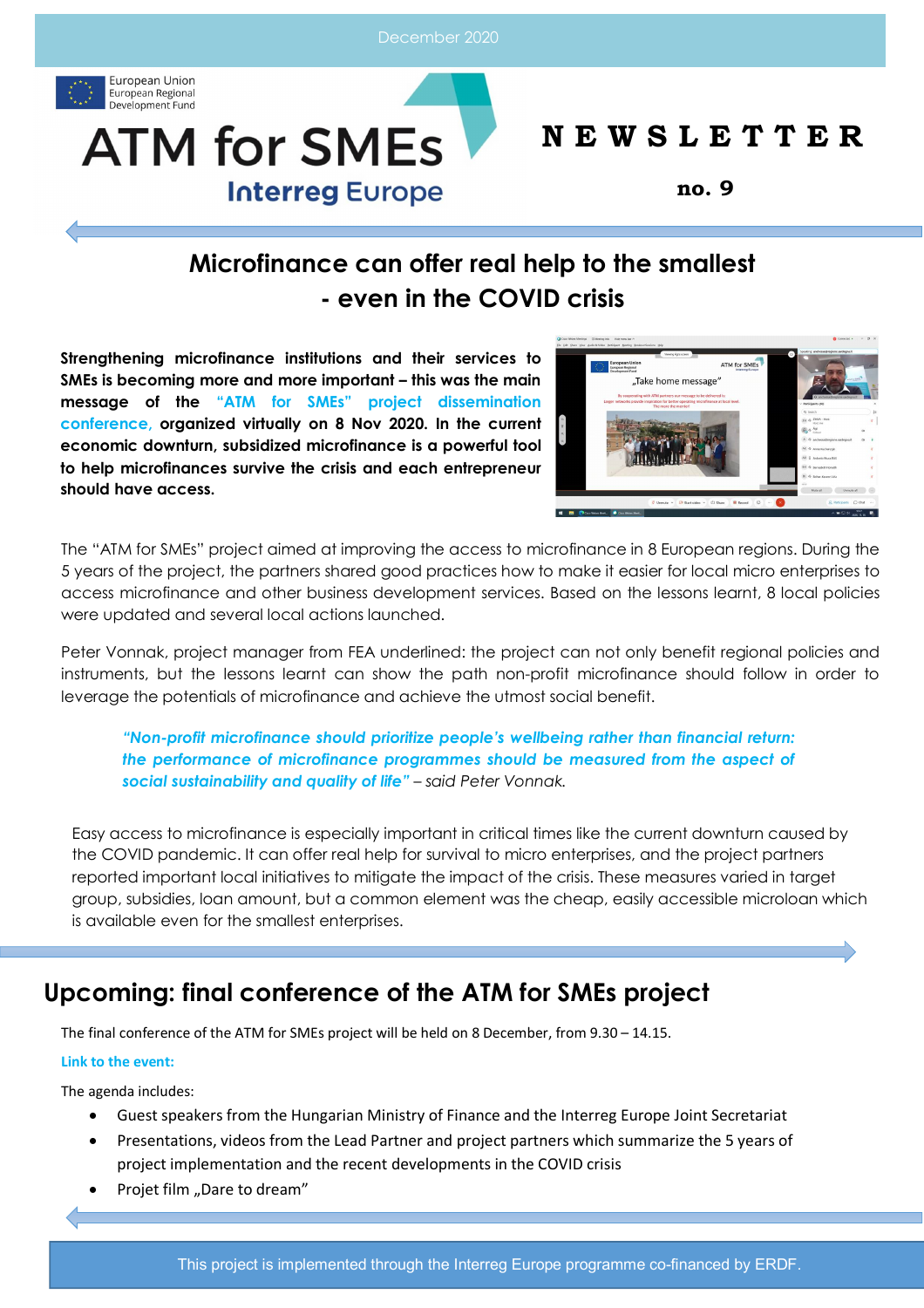December 2020

European Union
European Regional
Development Fund

# ATM for SMEs
Interreg Europe

**NEWSLETTER**

**no. 9**

## Microfinance can offer real help to the smallest - even in the COVID crisis

**Strengthening microfinance institutions and their services to SMEs is becoming more and more important – this was the main message of the "ATM for SMEs" project dissemination conference, organized virtually on 8 Nov 2020. In the current economic downturn, subsidized microfinance is a powerful tool to help microfinances survive the crisis and each entrepreneur should have access.**

The "ATM for SMEs" project aimed at improving the access to microfinance in 8 European regions. During the 5 years of the project, the partners shared good practices how to make it easier for local micro enterprises to access microfinance and other business development services. Based on the lessons learnt, 8 local policies were updated and several local actions launched.

Peter Vonnak, project manager from FEA underlined: the project can not only benefit regional policies and instruments, but the lessons learnt can show the path non-profit microfinance should follow in order to leverage the potentials of microfinance and achieve the utmost social benefit.

> ***"Non-profit microfinance should prioritize people's wellbeing rather than financial return: the performance of microfinance programmes should be measured from the aspect of social sustainability and quality of life"*** *– said Peter Vonnak.*

Easy access to microfinance is especially important in critical times like the current downturn caused by the COVID pandemic. It can offer real help for survival to micro enterprises, and the project partners reported important local initiatives to mitigate the impact of the crisis. These measures varied in target group, subsidies, loan amount, but a common element was the cheap, easily accessible microloan which is available even for the smallest enterprises.

## Upcoming: final conference of the ATM for SMEs project

The final conference of the ATM for SMEs project will be held on 8 December, from 9.30 – 14.15.

**Link to the event:**

The agenda includes:

- Guest speakers from the Hungarian Ministry of Finance and the Interreg Europe Joint Secretariat
- Presentations, videos from the Lead Partner and project partners which summarize the 5 years of project implementation and the recent developments in the COVID crisis
- Projet film „Dare to dream"

This project is implemented through the Interreg Europe programme co-financed by ERDF.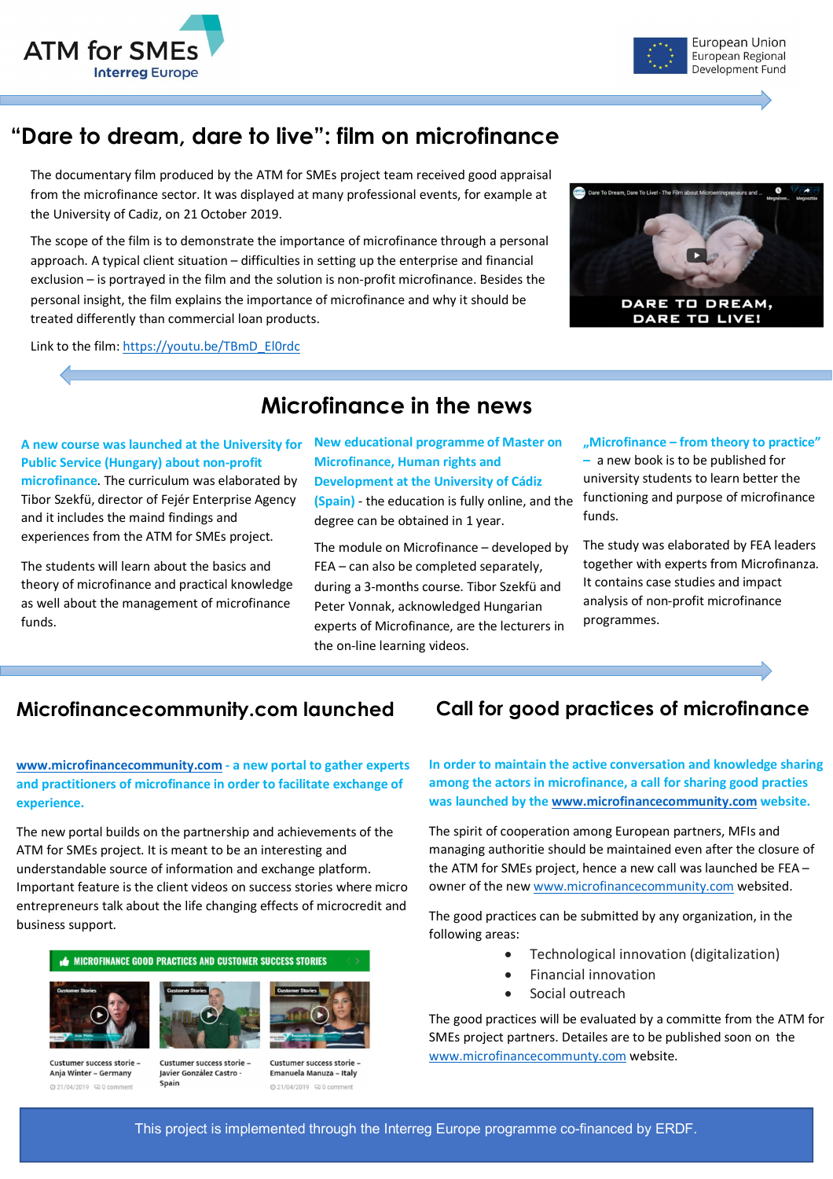ATM for SMEs
Interreg Europe

European Union
European Regional Development Fund

# "Dare to dream, dare to live": film on microfinance

The documentary film produced by the ATM for SMEs project team received good appraisal from the microfinance sector. It was displayed at many professional events, for example at the University of Cadiz, on 21 October 2019.

The scope of the film is to demonstrate the importance of microfinance through a personal approach. A typical client situation – difficulties in setting up the enterprise and financial exclusion – is portrayed in the film and the solution is non-profit microfinance. Besides the personal insight, the film explains the importance of microfinance and why it should be treated differently than commercial loan products.

Link to the film: https://youtu.be/TBmD_El0rdc

# Microfinance in the news

**A new course was launched at the University for Public Service (Hungary) about non-profit microfinance.** The curriculum was elaborated by Tibor Szekfü, director of Fejér Enterprise Agency and it includes the maind findings and experiences from the ATM for SMEs project.

The students will learn about the basics and theory of microfinance and practical knowledge as well about the management of microfinance funds.

**New educational programme of Master on Microfinance, Human rights and Development at the University of Cádiz (Spain)** - the education is fully online, and the degree can be obtained in 1 year.

The module on Microfinance – developed by FEA – can also be completed separately, during a 3-months course. Tibor Szekfü and Peter Vonnak, acknowledged Hungarian experts of Microfinance, are the lecturers in the on-line learning videos.

**„Microfinance – from theory to practice" –** a new book is to be published for university students to learn better the functioning and purpose of microfinance funds.

The study was elaborated by FEA leaders together with experts from Microfinanza. It contains case studies and impact analysis of non-profit microfinance programmes.

## Microfinancecommunity.com launched

**www.microfinancecommunity.com - a new portal to gather experts and practitioners of microfinance in order to facilitate exchange of experience.**

The new portal builds on the partnership and achievements of the ATM for SMEs project. It is meant to be an interesting and understandable source of information and exchange platform. Important feature is the client videos on success stories where micro entrepreneurs talk about the life changing effects of microcredit and business support.

MICROFINANCE GOOD PRACTICES AND CUSTOMER SUCCESS STORIES

Custumer success storie – Anja Winter – Germany
21/04/2019 0 comment

Custumer success storie – Javier González Castro - Spain

Custumer success storie – Emanuela Manuza – Italy
21/04/2019 0 comment

## Call for good practices of microfinance

**In order to maintain the active conversation and knowledge sharing among the actors in microfinance, a call for sharing good practices was launched by the www.microfinancecommunity.com website.**

The spirit of cooperation among European partners, MFIs and managing authoritie should be maintained even after the closure of the ATM for SMEs project, hence a new call was launched be FEA – owner of the new www.microfinancecommunity.com websited.

The good practices can be submitted by any organization, in the following areas:

- Technological innovation (digitalization)
- Financial innovation
- Social outreach

The good practices will be evaluated by a committe from the ATM for SMEs project partners. Detailes are to be published soon on the www.microfinancecommunty.com website.

This project is implemented through the Interreg Europe programme co-financed by ERDF.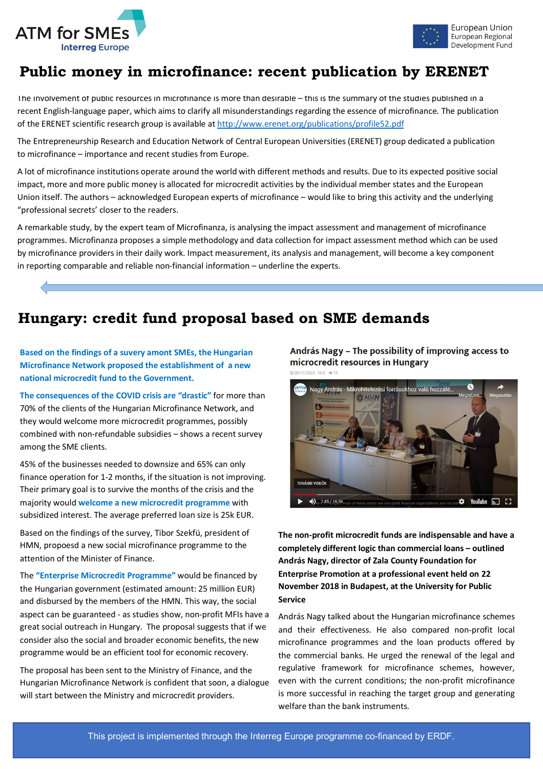# Public money in microfinance: recent publication by ERENET

The involvement of public resources in microfinance is more than desirable – this is the summary of the studies published in a recent English-language paper, which aims to clarify all misunderstandings regarding the essence of microfinance. The publication of the ERENET scientific research group is available at http://www.erenet.org/publications/profile52.pdf

The Entrepreneurship Research and Education Network of Central European Universities (ERENET) group dedicated a publication to microfinance – importance and recent studies from Europe.

A lot of microfinance institutions operate around the world with different methods and results. Due to its expected positive social impact, more and more public money is allocated for microcredit activities by the individual member states and the European Union itself. The authors – acknowledged European experts of microfinance – would like to bring this activity and the underlying "professional secrets' closer to the readers.

A remarkable study, by the expert team of Microfinanza, is analysing the impact assessment and management of microfinance programmes. Microfinanza proposes a simple methodology and data collection for impact assessment method which can be used by microfinance providers in their daily work. Impact measurement, its analysis and management, will become a key component in reporting comparable and reliable non-financial information – underline the experts.

# Hungary: credit fund proposal based on SME demands

**Based on the findings of a survery amont SMEs, the Hungarian Microfinance Network proposed the establishment of a new national microcredit fund to the Government.**

**The consequences of the COVID crisis are "drastic"** for more than 70% of the clients of the Hungarian Microfinance Network, and they would welcome more microcredit programmes, possibly combined with non-refundable subsidies – shows a recent survey among the SME clients.

45% of the businesses needed to downsize and 65% can only finance operation for 1-2 months, if the situation is not improving. Their primary goal is to survive the months of the crisis and the majority would **welcome a new microcredit programme** with subsidized interest. The average preferred loan size is 25k EUR.

Based on the findings of the survey, Tibor Szekfű, president of HMN, propoesd a new social microfinance programme to the attention of the Minister of Finance.

The **"Enterprise Microcredit Programme"** would be financed by the Hungarian government (estimated amount: 25 million EUR) and disbursed by the members of the HMN. This way, the social aspect can be guaranteed - as studies show, non-profit MFIs have a great social outreach in Hungary. The proposal suggests that if we consider also the social and broader economic benefits, the new programme would be an efficient tool for economic recovery.

The proposal has been sent to the Ministry of Finance, and the Hungarian Microfinance Network is confident that soon, a dialogue will start between the Ministry and microcredit providers.

**András Nagy – The possibility of improving access to microcredit resources in Hungary**

20/11/2020 0 19

**The non-profit microcredit funds are indispensable and have a completely different logic than commercial loans – outlined András Nagy, director of Zala County Foundation for Enterprise Promotion at a professional event held on 22 November 2018 in Budapest, at the University for Public Service**

András Nagy talked about the Hungarian microfinance schemes and their effectiveness. He also compared non-profit local microfinance programmes and the loan products offered by the commercial banks. He urged the renewal of the legal and regulative framework for microfinance schemes, however, even with the current conditions; the non-profit microfinance is more successful in reaching the target group and generating welfare than the bank instruments.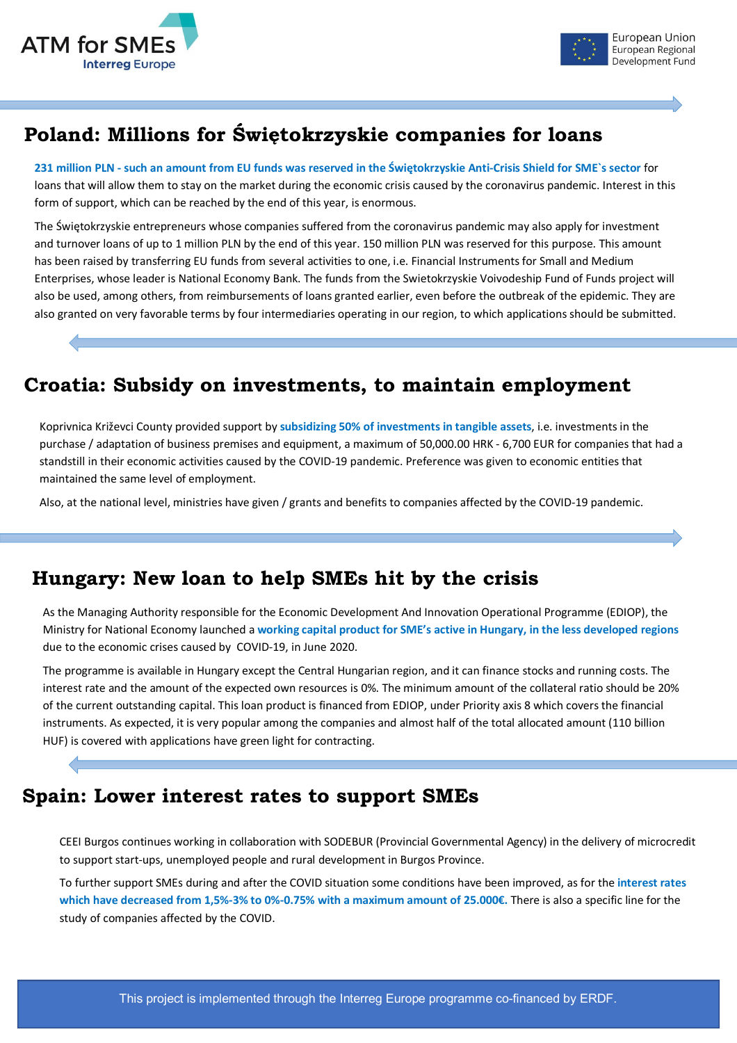## Poland: Millions for Świętokrzyskie companies for loans

**231 million PLN - such an amount from EU funds was reserved in the Świętokrzyskie Anti-Crisis Shield for SME`s sector** for loans that will allow them to stay on the market during the economic crisis caused by the coronavirus pandemic. Interest in this form of support, which can be reached by the end of this year, is enormous.

The Świętokrzyskie entrepreneurs whose companies suffered from the coronavirus pandemic may also apply for investment and turnover loans of up to 1 million PLN by the end of this year. 150 million PLN was reserved for this purpose. This amount has been raised by transferring EU funds from several activities to one, i.e. Financial Instruments for Small and Medium Enterprises, whose leader is National Economy Bank. The funds from the Swietokrzyskie Voivodeship Fund of Funds project will also be used, among others, from reimbursements of loans granted earlier, even before the outbreak of the epidemic. They are also granted on very favorable terms by four intermediaries operating in our region, to which applications should be submitted.

## Croatia: Subsidy on investments, to maintain employment

Koprivnica Križevci County provided support by **subsidizing 50% of investments in tangible assets**, i.e. investments in the purchase / adaptation of business premises and equipment, a maximum of 50,000.00 HRK - 6,700 EUR for companies that had a standstill in their economic activities caused by the COVID-19 pandemic. Preference was given to economic entities that maintained the same level of employment.

Also, at the national level, ministries have given / grants and benefits to companies affected by the COVID-19 pandemic.

## Hungary: New loan to help SMEs hit by the crisis

As the Managing Authority responsible for the Economic Development And Innovation Operational Programme (EDIOP), the Ministry for National Economy launched a **working capital product for SME's active in Hungary, in the less developed regions** due to the economic crises caused by COVID-19, in June 2020.

The programme is available in Hungary except the Central Hungarian region, and it can finance stocks and running costs. The interest rate and the amount of the expected own resources is 0%. The minimum amount of the collateral ratio should be 20% of the current outstanding capital. This loan product is financed from EDIOP, under Priority axis 8 which covers the financial instruments. As expected, it is very popular among the companies and almost half of the total allocated amount (110 billion HUF) is covered with applications have green light for contracting.

## Spain: Lower interest rates to support SMEs

CEEI Burgos continues working in collaboration with SODEBUR (Provincial Governmental Agency) in the delivery of microcredit to support start-ups, unemployed people and rural development in Burgos Province.

To further support SMEs during and after the COVID situation some conditions have been improved, as for the **interest rates which have decreased from 1,5%-3% to 0%-0.75% with a maximum amount of 25.000€.** There is also a specific line for the study of companies affected by the COVID.

This project is implemented through the Interreg Europe programme co-financed by ERDF.